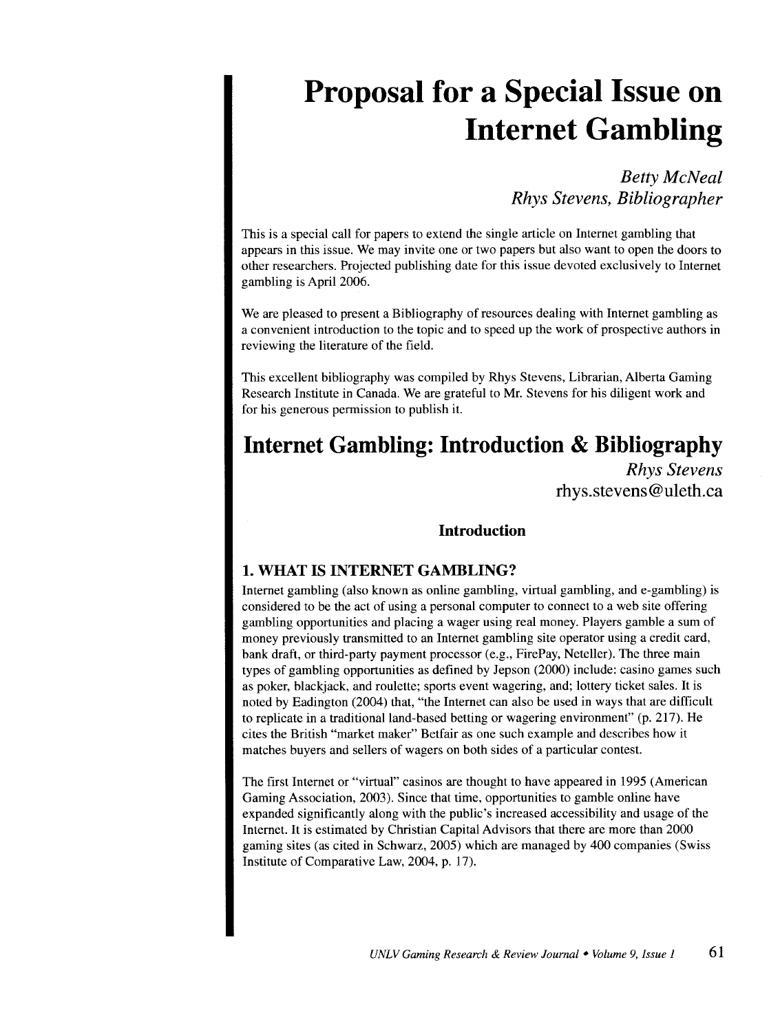# Proposal for a Special Issue on Internet Gambling

*Betty McNeal*
*Rhys Stevens, Bibliographer*

This is a special call for papers to extend the single article on Internet gambling that appears in this issue. We may invite one or two papers but also want to open the doors to other researchers. Projected publishing date for this issue devoted exclusively to Internet gambling is April 2006.

We are pleased to present a Bibliography of resources dealing with Internet gambling as a convenient introduction to the topic and to speed up the work of prospective authors in reviewing the literature of the field.

This excellent bibliography was compiled by Rhys Stevens, Librarian, Alberta Gaming Research Institute in Canada. We are grateful to Mr. Stevens for his diligent work and for his generous permission to publish it.

# Internet Gambling: Introduction & Bibliography

*Rhys Stevens*
rhys.stevens@uleth.ca

## Introduction

### 1. WHAT IS INTERNET GAMBLING?

Internet gambling (also known as online gambling, virtual gambling, and e-gambling) is considered to be the act of using a personal computer to connect to a web site offering gambling opportunities and placing a wager using real money. Players gamble a sum of money previously transmitted to an Internet gambling site operator using a credit card, bank draft, or third-party payment processor (e.g., FirePay, Neteller). The three main types of gambling opportunities as defined by Jepson (2000) include: casino games such as poker, blackjack, and roulette; sports event wagering, and; lottery ticket sales. It is noted by Eadington (2004) that, "the Internet can also be used in ways that are difficult to replicate in a traditional land-based betting or wagering environment" (p. 217). He cites the British "market maker" Betfair as one such example and describes how it matches buyers and sellers of wagers on both sides of a particular contest.

The first Internet or "virtual" casinos are thought to have appeared in 1995 (American Gaming Association, 2003). Since that time, opportunities to gamble online have expanded significantly along with the public's increased accessibility and usage of the Internet. It is estimated by Christian Capital Advisors that there are more than 2000 gaming sites (as cited in Schwarz, 2005) which are managed by 400 companies (Swiss Institute of Comparative Law, 2004, p. 17).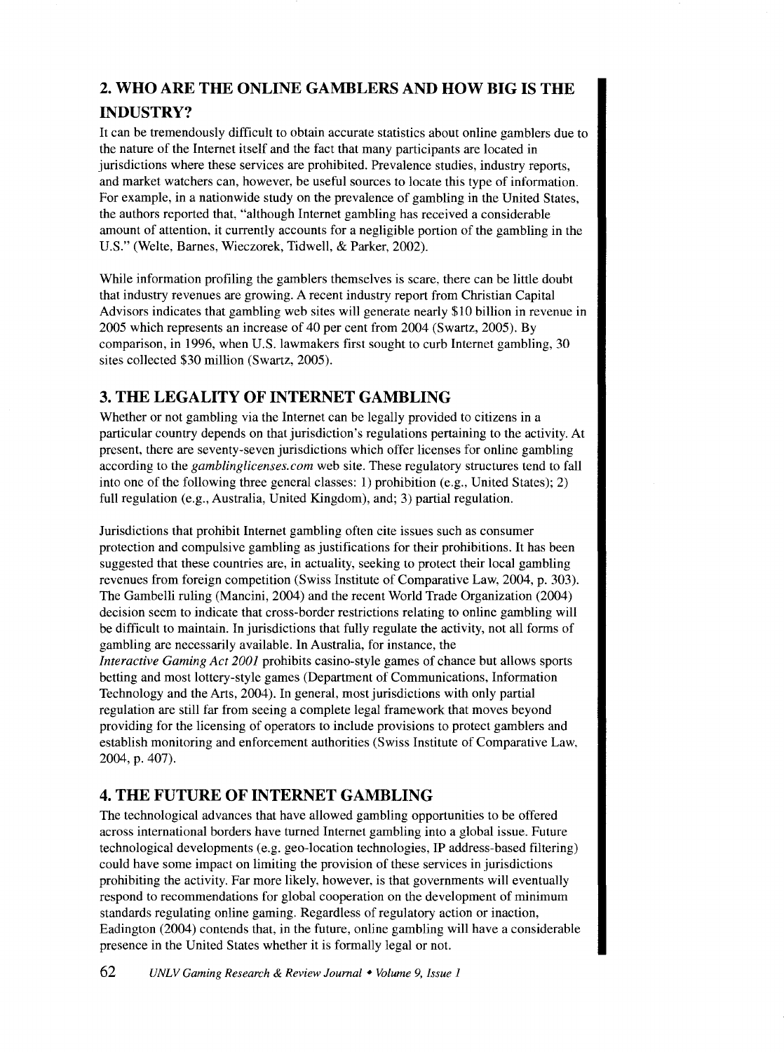## 2. WHO ARE THE ONLINE GAMBLERS AND HOW BIG IS THE INDUSTRY?

It can be tremendously difficult to obtain accurate statistics about online gamblers due to the nature of the Internet itself and the fact that many participants are located in jurisdictions where these services are prohibited. Prevalence studies, industry reports, and market watchers can, however, be useful sources to locate this type of information. For example, in a nationwide study on the prevalence of gambling in the United States, the authors reported that, "although Internet gambling has received a considerable amount of attention, it currently accounts for a negligible portion of the gambling in the U.S." (Welte, Barnes, Wieczorek, Tidwell, & Parker, 2002).

While information profiling the gamblers themselves is scare, there can be little doubt that industry revenues are growing. A recent industry report from Christian Capital Advisors indicates that gambling web sites will generate nearly $10 billion in revenue in 2005 which represents an increase of 40 per cent from 2004 (Swartz, 2005). By comparison, in 1996, when U.S. lawmakers first sought to curb Internet gambling, 30 sites collected $30 million (Swartz, 2005).

## 3. THE LEGALITY OF INTERNET GAMBLING

Whether or not gambling via the Internet can be legally provided to citizens in a particular country depends on that jurisdiction's regulations pertaining to the activity. At present, there are seventy-seven jurisdictions which offer licenses for online gambling according to the *gamblinglicenses.com* web site. These regulatory structures tend to fall into one of the following three general classes: 1) prohibition (e.g., United States); 2) full regulation (e.g., Australia, United Kingdom), and; 3) partial regulation.

Jurisdictions that prohibit Internet gambling often cite issues such as consumer protection and compulsive gambling as justifications for their prohibitions. It has been suggested that these countries are, in actuality, seeking to protect their local gambling revenues from foreign competition (Swiss Institute of Comparative Law, 2004, p. 303). The Gambelli ruling (Mancini, 2004) and the recent World Trade Organization (2004) decision seem to indicate that cross-border restrictions relating to online gambling will be difficult to maintain. In jurisdictions that fully regulate the activity, not all forms of gambling are necessarily available. In Australia, for instance, the *Interactive Gaming Act 2001* prohibits casino-style games of chance but allows sports betting and most lottery-style games (Department of Communications, Information Technology and the Arts, 2004). In general, most jurisdictions with only partial regulation are still far from seeing a complete legal framework that moves beyond providing for the licensing of operators to include provisions to protect gamblers and establish monitoring and enforcement authorities (Swiss Institute of Comparative Law, 2004, p. 407).

## 4. THE FUTURE OF INTERNET GAMBLING

The technological advances that have allowed gambling opportunities to be offered across international borders have turned Internet gambling into a global issue. Future technological developments (e.g. geo-location technologies, IP address-based filtering) could have some impact on limiting the provision of these services in jurisdictions prohibiting the activity. Far more likely, however, is that governments will eventually respond to recommendations for global cooperation on the development of minimum standards regulating online gaming. Regardless of regulatory action or inaction, Eadington (2004) contends that, in the future, online gambling will have a considerable presence in the United States whether it is formally legal or not.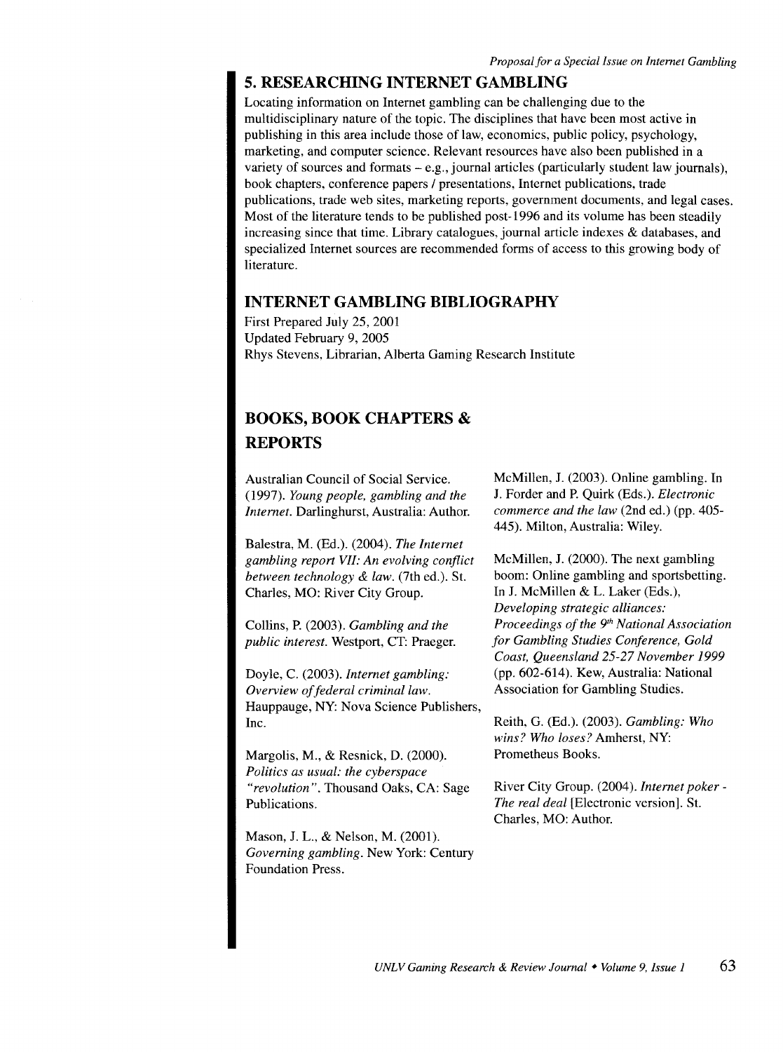## 5. RESEARCHING INTERNET GAMBLING

Locating information on Internet gambling can be challenging due to the multidisciplinary nature of the topic. The disciplines that have been most active in publishing in this area include those of law, economics, public policy, psychology, marketing, and computer science. Relevant resources have also been published in a variety of sources and formats – e.g., journal articles (particularly student law journals), book chapters, conference papers / presentations, Internet publications, trade publications, trade web sites, marketing reports, government documents, and legal cases. Most of the literature tends to be published post-1996 and its volume has been steadily increasing since that time. Library catalogues, journal article indexes & databases, and specialized Internet sources are recommended forms of access to this growing body of literature.

## INTERNET GAMBLING BIBLIOGRAPHY

First Prepared July 25, 2001
Updated February 9, 2005
Rhys Stevens, Librarian, Alberta Gaming Research Institute

## BOOKS, BOOK CHAPTERS & REPORTS

Australian Council of Social Service. (1997). *Young people, gambling and the Internet.* Darlinghurst, Australia: Author.

Balestra, M. (Ed.). (2004). *The Internet gambling report VII: An evolving conflict between technology & law.* (7th ed.). St. Charles, MO: River City Group.

Collins, P. (2003). *Gambling and the public interest.* Westport, CT: Praeger.

Doyle, C. (2003). *Internet gambling: Overview of federal criminal law.* Hauppauge, NY: Nova Science Publishers, Inc.

Margolis, M., & Resnick, D. (2000). *Politics as usual: the cyberspace "revolution".* Thousand Oaks, CA: Sage Publications.

Mason, J. L., & Nelson, M. (2001). *Governing gambling.* New York: Century Foundation Press.

McMillen, J. (2003). Online gambling. In J. Forder and P. Quirk (Eds.). *Electronic commerce and the law* (2nd ed.) (pp. 405-445). Milton, Australia: Wiley.

McMillen, J. (2000). The next gambling boom: Online gambling and sportsbetting. In J. McMillen & L. Laker (Eds.), *Developing strategic alliances: Proceedings of the 9th National Association for Gambling Studies Conference, Gold Coast, Queensland 25-27 November 1999* (pp. 602-614). Kew, Australia: National Association for Gambling Studies.

Reith, G. (Ed.). (2003). *Gambling: Who wins? Who loses?* Amherst, NY: Prometheus Books.

River City Group. (2004). *Internet poker - The real deal* [Electronic version]. St. Charles, MO: Author.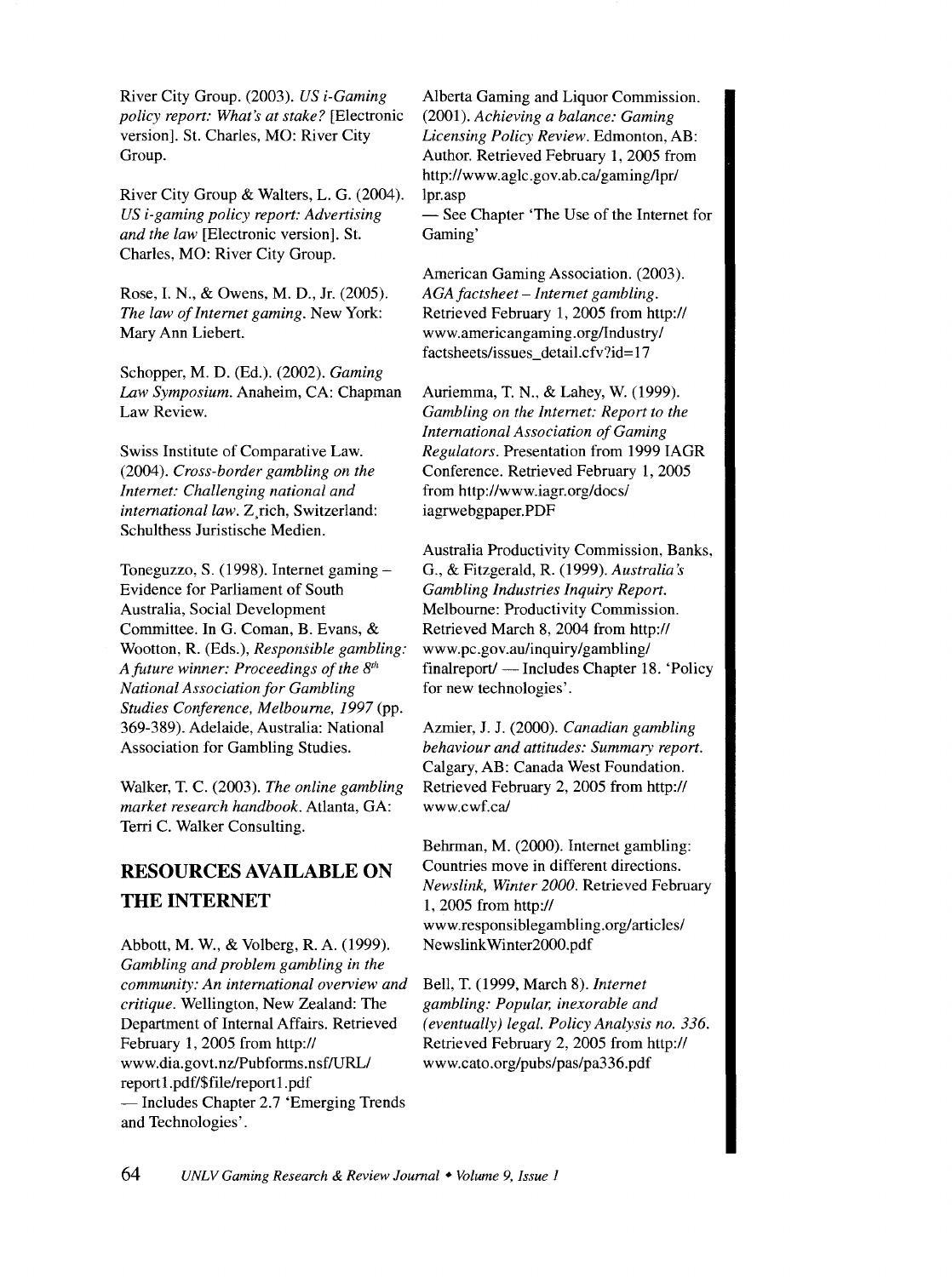River City Group. (2003). *US i-Gaming policy report: What's at stake?* [Electronic version]. St. Charles, MO: River City Group.

River City Group & Walters, L. G. (2004). *US i-gaming policy report: Advertising and the law* [Electronic version]. St. Charles, MO: River City Group.

Rose, I. N., & Owens, M. D., Jr. (2005). *The law of Internet gaming*. New York: Mary Ann Liebert.

Schopper, M. D. (Ed.). (2002). *Gaming Law Symposium*. Anaheim, CA: Chapman Law Review.

Swiss Institute of Comparative Law. (2004). *Cross-border gambling on the Internet: Challenging national and international law*. Z,rich, Switzerland: Schulthess Juristische Medien.

Toneguzzo, S. (1998). Internet gaming – Evidence for Parliament of South Australia, Social Development Committee. In G. Coman, B. Evans, & Wootton, R. (Eds.), *Responsible gambling: A future winner: Proceedings of the 8th National Association for Gambling Studies Conference, Melbourne, 1997* (pp. 369-389). Adelaide, Australia: National Association for Gambling Studies.

Walker, T. C. (2003). *The online gambling market research handbook*. Atlanta, GA: Terri C. Walker Consulting.

## RESOURCES AVAILABLE ON THE INTERNET

Abbott, M. W., & Volberg, R. A. (1999). *Gambling and problem gambling in the community: An international overview and critique*. Wellington, New Zealand: The Department of Internal Affairs. Retrieved February 1, 2005 from http://www.dia.govt.nz/Pubforms.nsf/URL/report1.pdf/$file/report1.pdf
— Includes Chapter 2.7 'Emerging Trends and Technologies'.

Alberta Gaming and Liquor Commission. (2001). *Achieving a balance: Gaming Licensing Policy Review*. Edmonton, AB: Author. Retrieved February 1, 2005 from http://www.aglc.gov.ab.ca/gaming/lpr/lpr.asp
— See Chapter 'The Use of the Internet for Gaming'

American Gaming Association. (2003). *AGA factsheet – Internet gambling*. Retrieved February 1, 2005 from http://www.americangaming.org/Industry/factsheets/issues_detail.cfv?id=17

Auriemma, T. N., & Lahey, W. (1999). *Gambling on the Internet: Report to the International Association of Gaming Regulators*. Presentation from 1999 IAGR Conference. Retrieved February 1, 2005 from http://www.iagr.org/docs/iagrwebgpaper.PDF

Australia Productivity Commission, Banks, G., & Fitzgerald, R. (1999). *Australia's Gambling Industries Inquiry Report*. Melbourne: Productivity Commission. Retrieved March 8, 2004 from http://www.pc.gov.au/inquiry/gambling/finalreport/ — Includes Chapter 18. 'Policy for new technologies'.

Azmier, J. J. (2000). *Canadian gambling behaviour and attitudes: Summary report*. Calgary, AB: Canada West Foundation. Retrieved February 2, 2005 from http://www.cwf.ca/

Behrman, M. (2000). Internet gambling: Countries move in different directions. *Newslink, Winter 2000*. Retrieved February 1, 2005 from http://www.responsiblegambling.org/articles/NewslinkWinter2000.pdf

Bell, T. (1999, March 8). *Internet gambling: Popular, inexorable and (eventually) legal. Policy Analysis no. 336*. Retrieved February 2, 2005 from http://www.cato.org/pubs/pas/pa336.pdf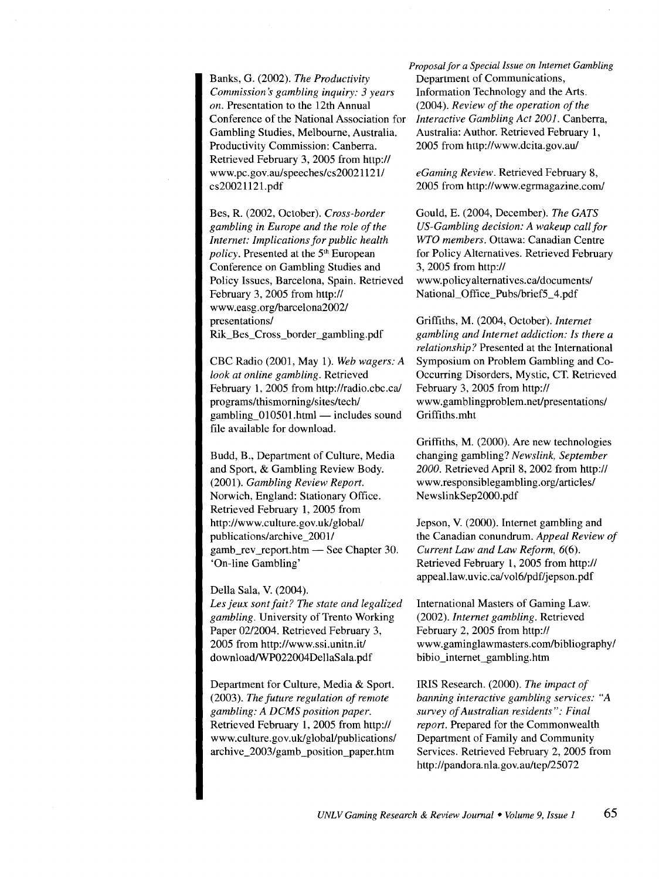Banks, G. (2002). *The Productivity Commission's gambling inquiry: 3 years on*. Presentation to the 12th Annual Conference of the National Association for Gambling Studies, Melbourne, Australia. Productivity Commission: Canberra. Retrieved February 3, 2005 from http://www.pc.gov.au/speeches/cs20021121/cs20021121.pdf

Bes, R. (2002, October). *Cross-border gambling in Europe and the role of the Internet: Implications for public health policy*. Presented at the 5th European Conference on Gambling Studies and Policy Issues, Barcelona, Spain. Retrieved February 3, 2005 from http://www.easg.org/barcelona2002/presentations/Rik_Bes_Cross_border_gambling.pdf

CBC Radio (2001, May 1). *Web wagers: A look at online gambling*. Retrieved February 1, 2005 from http://radio.cbc.ca/programs/thismorning/sites/tech/gambling_010501.html — includes sound file available for download.

Budd, B., Department of Culture, Media and Sport, & Gambling Review Body. (2001). *Gambling Review Report*. Norwich, England: Stationary Office. Retrieved February 1, 2005 from http://www.culture.gov.uk/global/publications/archive_2001/gamb_rev_report.htm — See Chapter 30. 'On-line Gambling'

Della Sala, V. (2004). *Les jeux sont fait? The state and legalized gambling*. University of Trento Working Paper 02/2004. Retrieved February 3, 2005 from http://www.ssi.unitn.it/download/WP022004DellaSala.pdf

Department for Culture, Media & Sport. (2003). *The future regulation of remote gambling: A DCMS position paper*. Retrieved February 1, 2005 from http://www.culture.gov.uk/global/publications/archive_2003/gamb_position_paper.htm

Department of Communications, Information Technology and the Arts. (2004). *Review of the operation of the Interactive Gambling Act 2001*. Canberra, Australia: Author. Retrieved February 1, 2005 from http://www.dcita.gov.au/

*eGaming Review*. Retrieved February 8, 2005 from http://www.egrmagazine.com/

Gould, E. (2004, December). *The GATS US-Gambling decision: A wakeup call for WTO members*. Ottawa: Canadian Centre for Policy Alternatives. Retrieved February 3, 2005 from http://www.policyalternatives.ca/documents/National_Office_Pubs/brief5_4.pdf

Griffiths, M. (2004, October). *Internet gambling and Internet addiction: Is there a relationship?* Presented at the International Symposium on Problem Gambling and Co-Occurring Disorders, Mystic, CT. Retrieved February 3, 2005 from http://www.gamblingproblem.net/presentations/Griffiths.mht

Griffiths, M. (2000). Are new technologies changing gambling? *Newslink, September 2000*. Retrieved April 8, 2002 from http://www.responsiblegambling.org/articles/NewslinkSep2000.pdf

Jepson, V. (2000). Internet gambling and the Canadian conundrum. *Appeal Review of Current Law and Law Reform, 6*(6). Retrieved February 1, 2005 from http://appeal.law.uvic.ca/vol6/pdf/jepson.pdf

International Masters of Gaming Law. (2002). *Internet gambling*. Retrieved February 2, 2005 from http://www.gaminglawmasters.com/bibliography/bibio_internet_gambling.htm

IRIS Research. (2000). *The impact of banning interactive gambling services: "A survey of Australian residents": Final report*. Prepared for the Commonwealth Department of Family and Community Services. Retrieved February 2, 2005 from http://pandora.nla.gov.au/tep/25072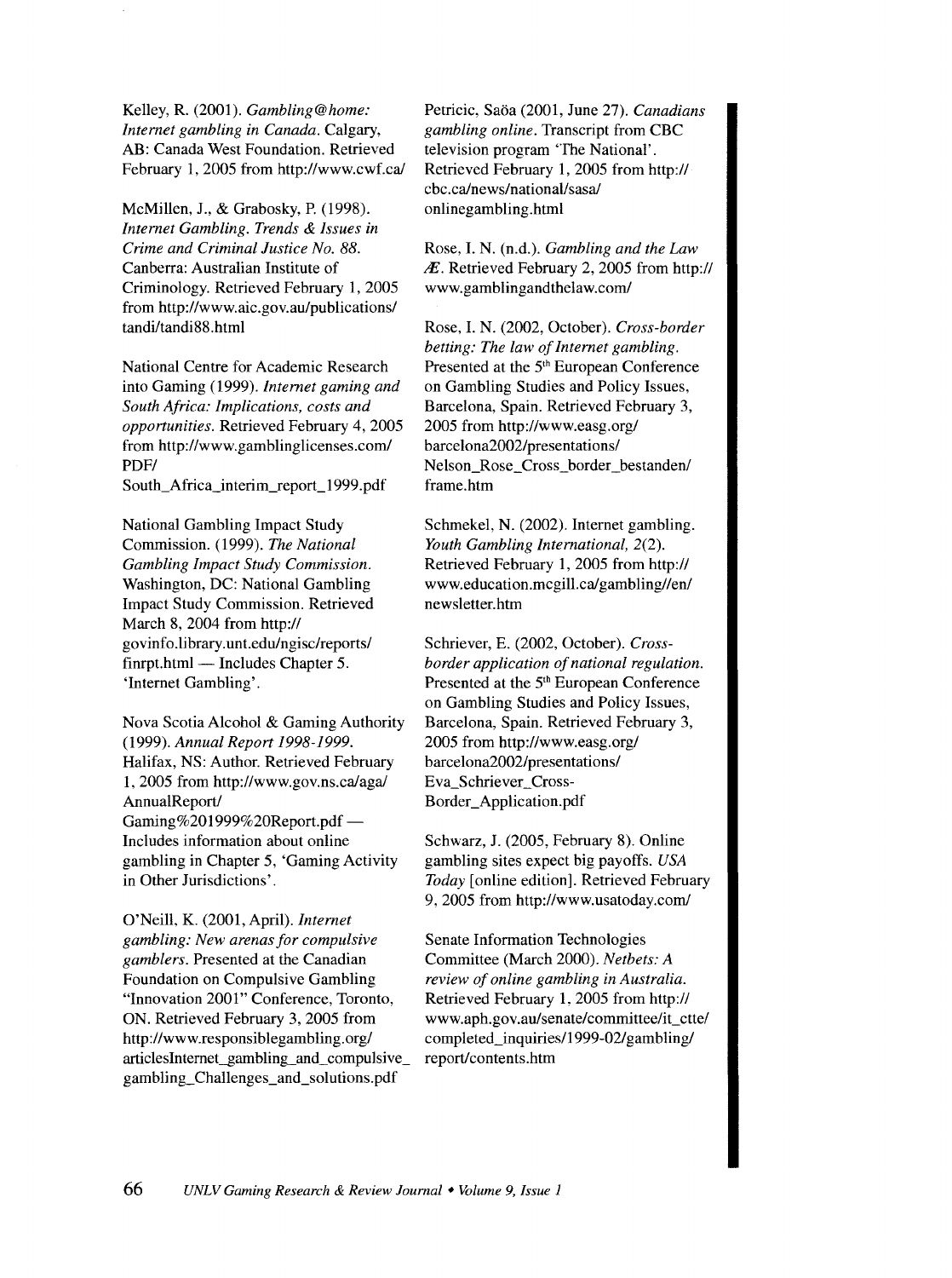Kelley, R. (2001). *Gambling@home: Internet gambling in Canada*. Calgary, AB: Canada West Foundation. Retrieved February 1, 2005 from http://www.cwf.ca/

McMillen, J., & Grabosky, P. (1998). *Internet Gambling. Trends & Issues in Crime and Criminal Justice No. 88*. Canberra: Australian Institute of Criminology. Retrieved February 1, 2005 from http://www.aic.gov.au/publications/tandi/tandi88.html

National Centre for Academic Research into Gaming (1999). *Internet gaming and South Africa: Implications, costs and opportunities*. Retrieved February 4, 2005 from http://www.gamblinglicenses.com/PDF/South_Africa_interim_report_1999.pdf

National Gambling Impact Study Commission. (1999). *The National Gambling Impact Study Commission*. Washington, DC: National Gambling Impact Study Commission. Retrieved March 8, 2004 from http://govinfo.library.unt.edu/ngisc/reports/finrpt.html — Includes Chapter 5. 'Internet Gambling'.

Nova Scotia Alcohol & Gaming Authority (1999). *Annual Report 1998-1999*. Halifax, NS: Author. Retrieved February 1, 2005 from http://www.gov.ns.ca/aga/AnnualReport/Gaming%201999%20Report.pdf — Includes information about online gambling in Chapter 5, 'Gaming Activity in Other Jurisdictions'.

O'Neill, K. (2001, April). *Internet gambling: New arenas for compulsive gamblers*. Presented at the Canadian Foundation on Compulsive Gambling "Innovation 2001" Conference, Toronto, ON. Retrieved February 3, 2005 from http://www.responsiblegambling.org/articlesInternet_gambling_and_compulsive_gambling_Challenges_and_solutions.pdf

Petricic, Saöa (2001, June 27). *Canadians gambling online*. Transcript from CBC television program 'The National'. Retrieved February 1, 2005 from http://cbc.ca/news/national/sasa/onlinegambling.html

Rose, I. N. (n.d.). *Gambling and the Law Æ*. Retrieved February 2, 2005 from http://www.gamblingandthelaw.com/

Rose, I. N. (2002, October). *Cross-border betting: The law of Internet gambling*. Presented at the 5th European Conference on Gambling Studies and Policy Issues, Barcelona, Spain. Retrieved February 3, 2005 from http://www.easg.org/barcelona2002/presentations/Nelson_Rose_Cross_border_bestanden/frame.htm

Schmekel, N. (2002). Internet gambling. *Youth Gambling International, 2*(2). Retrieved February 1, 2005 from http://www.education.mcgill.ca/gambling//en/newsletter.htm

Schriever, E. (2002, October). *Cross-border application of national regulation*. Presented at the 5th European Conference on Gambling Studies and Policy Issues, Barcelona, Spain. Retrieved February 3, 2005 from http://www.easg.org/barcelona2002/presentations/Eva_Schriever_Cross-Border_Application.pdf

Schwarz, J. (2005, February 8). Online gambling sites expect big payoffs. *USA Today* [online edition]. Retrieved February 9, 2005 from http://www.usatoday.com/

Senate Information Technologies Committee (March 2000). *Netbets: A review of online gambling in Australia*. Retrieved February 1, 2005 from http://www.aph.gov.au/senate/committee/it_ctte/completed_inquiries/1999-02/gambling/report/contents.htm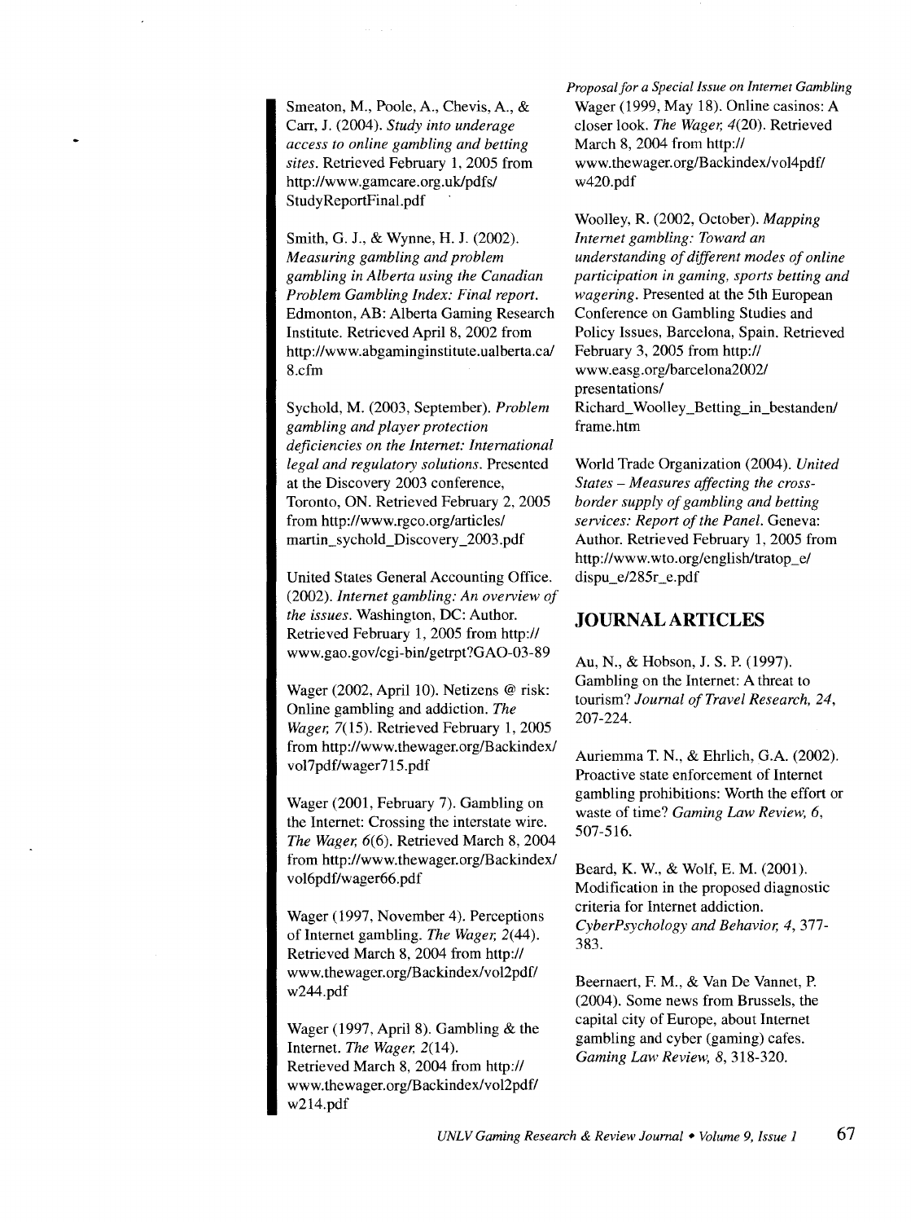Smeaton, M., Poole, A., Chevis, A., & Carr, J. (2004). *Study into underage access to online gambling and betting sites*. Retrieved February 1, 2005 from http://www.gamcare.org.uk/pdfs/StudyReportFinal.pdf

Smith, G. J., & Wynne, H. J. (2002). *Measuring gambling and problem gambling in Alberta using the Canadian Problem Gambling Index: Final report*. Edmonton, AB: Alberta Gaming Research Institute. Retrieved April 8, 2002 from http://www.abgaminginstitute.ualberta.ca/8.cfm

Sychold, M. (2003, September). *Problem gambling and player protection deficiencies on the Internet: International legal and regulatory solutions*. Presented at the Discovery 2003 conference, Toronto, ON. Retrieved February 2, 2005 from http://www.rgco.org/articles/martin_sychold_Discovery_2003.pdf

United States General Accounting Office. (2002). *Internet gambling: An overview of the issues*. Washington, DC: Author. Retrieved February 1, 2005 from http://www.gao.gov/cgi-bin/getrpt?GAO-03-89

Wager (2002, April 10). Netizens @ risk: Online gambling and addiction. *The Wager, 7*(15). Retrieved February 1, 2005 from http://www.thewager.org/Backindex/vol7pdf/wager715.pdf

Wager (2001, February 7). Gambling on the Internet: Crossing the interstate wire. *The Wager, 6*(6). Retrieved March 8, 2004 from http://www.thewager.org/Backindex/vol6pdf/wager66.pdf

Wager (1997, November 4). Perceptions of Internet gambling. *The Wager, 2*(44). Retrieved March 8, 2004 from http://www.thewager.org/Backindex/vol2pdf/w244.pdf

Wager (1997, April 8). Gambling & the Internet. *The Wager, 2*(14). Retrieved March 8, 2004 from http://www.thewager.org/Backindex/vol2pdf/w214.pdf

Wager (1999, May 18). Online casinos: A closer look. *The Wager, 4*(20). Retrieved March 8, 2004 from http://www.thewager.org/Backindex/vol4pdf/w420.pdf

Woolley, R. (2002, October). *Mapping Internet gambling: Toward an understanding of different modes of online participation in gaming, sports betting and wagering*. Presented at the 5th European Conference on Gambling Studies and Policy Issues, Barcelona, Spain. Retrieved February 3, 2005 from http://www.easg.org/barcelona2002/presentations/Richard_Woolley_Betting_in_bestanden/frame.htm

World Trade Organization (2004). *United States – Measures affecting the cross-border supply of gambling and betting services: Report of the Panel*. Geneva: Author. Retrieved February 1, 2005 from http://www.wto.org/english/tratop_e/dispu_e/285r_e.pdf

## JOURNAL ARTICLES

Au, N., & Hobson, J. S. P. (1997). Gambling on the Internet: A threat to tourism? *Journal of Travel Research, 24*, 207-224.

Auriemma T. N., & Ehrlich, G.A. (2002). Proactive state enforcement of Internet gambling prohibitions: Worth the effort or waste of time? *Gaming Law Review, 6*, 507-516.

Beard, K. W., & Wolf, E. M. (2001). Modification in the proposed diagnostic criteria for Internet addiction. *CyberPsychology and Behavior, 4*, 377-383.

Beernaert, F. M., & Van De Vannet, P. (2004). Some news from Brussels, the capital city of Europe, about Internet gambling and cyber (gaming) cafes. *Gaming Law Review, 8*, 318-320.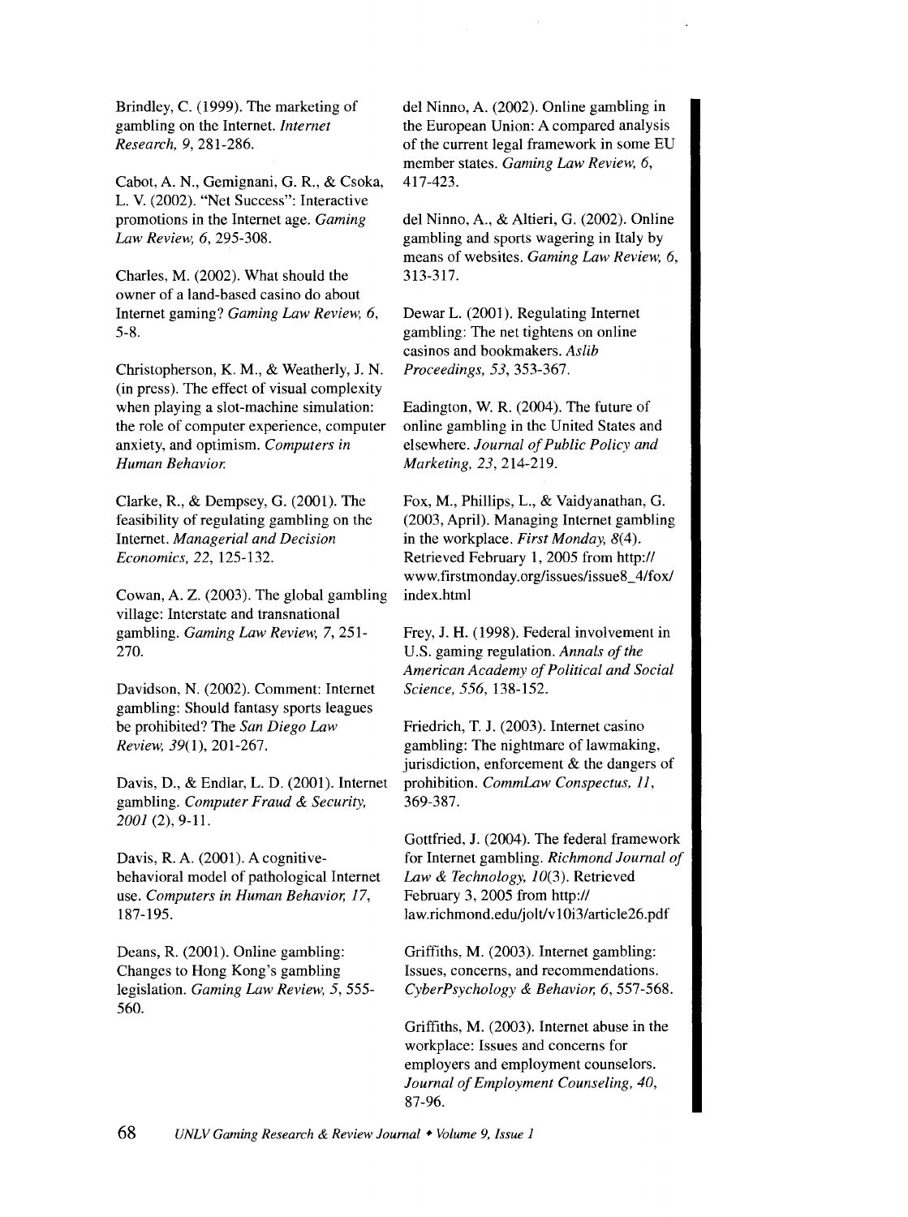Brindley, C. (1999). The marketing of gambling on the Internet. *Internet Research, 9*, 281-286.

Cabot, A. N., Gemignani, G. R., & Csoka, L. V. (2002). "Net Success": Interactive promotions in the Internet age. *Gaming Law Review, 6*, 295-308.

Charles, M. (2002). What should the owner of a land-based casino do about Internet gaming? *Gaming Law Review, 6*, 5-8.

Christopherson, K. M., & Weatherly, J. N. (in press). The effect of visual complexity when playing a slot-machine simulation: the role of computer experience, computer anxiety, and optimism. *Computers in Human Behavior.*

Clarke, R., & Dempsey, G. (2001). The feasibility of regulating gambling on the Internet. *Managerial and Decision Economics, 22*, 125-132.

Cowan, A. Z. (2003). The global gambling village: Interstate and transnational gambling. *Gaming Law Review, 7*, 251-270.

Davidson, N. (2002). Comment: Internet gambling: Should fantasy sports leagues be prohibited? The *San Diego Law Review, 39*(1), 201-267.

Davis, D., & Endlar, L. D. (2001). Internet gambling. *Computer Fraud & Security, 2001* (2), 9-11.

Davis, R. A. (2001). A cognitive-behavioral model of pathological Internet use. *Computers in Human Behavior, 17*, 187-195.

Deans, R. (2001). Online gambling: Changes to Hong Kong's gambling legislation. *Gaming Law Review, 5*, 555-560.

del Ninno, A. (2002). Online gambling in the European Union: A compared analysis of the current legal framework in some EU member states. *Gaming Law Review, 6*, 417-423.

del Ninno, A., & Altieri, G. (2002). Online gambling and sports wagering in Italy by means of websites. *Gaming Law Review, 6*, 313-317.

Dewar L. (2001). Regulating Internet gambling: The net tightens on online casinos and bookmakers. *Aslib Proceedings, 53*, 353-367.

Eadington, W. R. (2004). The future of online gambling in the United States and elsewhere. *Journal of Public Policy and Marketing, 23*, 214-219.

Fox, M., Phillips, L., & Vaidyanathan, G. (2003, April). Managing Internet gambling in the workplace. *First Monday, 8*(4). Retrieved February 1, 2005 from http://www.firstmonday.org/issues/issue8_4/fox/index.html

Frey, J. H. (1998). Federal involvement in U.S. gaming regulation. *Annals of the American Academy of Political and Social Science, 556*, 138-152.

Friedrich, T. J. (2003). Internet casino gambling: The nightmare of lawmaking, jurisdiction, enforcement & the dangers of prohibition. *CommLaw Conspectus, 11*, 369-387.

Gottfried, J. (2004). The federal framework for Internet gambling. *Richmond Journal of Law & Technology, 10*(3). Retrieved February 3, 2005 from http://law.richmond.edu/jolt/v10i3/article26.pdf

Griffiths, M. (2003). Internet gambling: Issues, concerns, and recommendations. *CyberPsychology & Behavior, 6*, 557-568.

Griffiths, M. (2003). Internet abuse in the workplace: Issues and concerns for employers and employment counselors. *Journal of Employment Counseling, 40*, 87-96.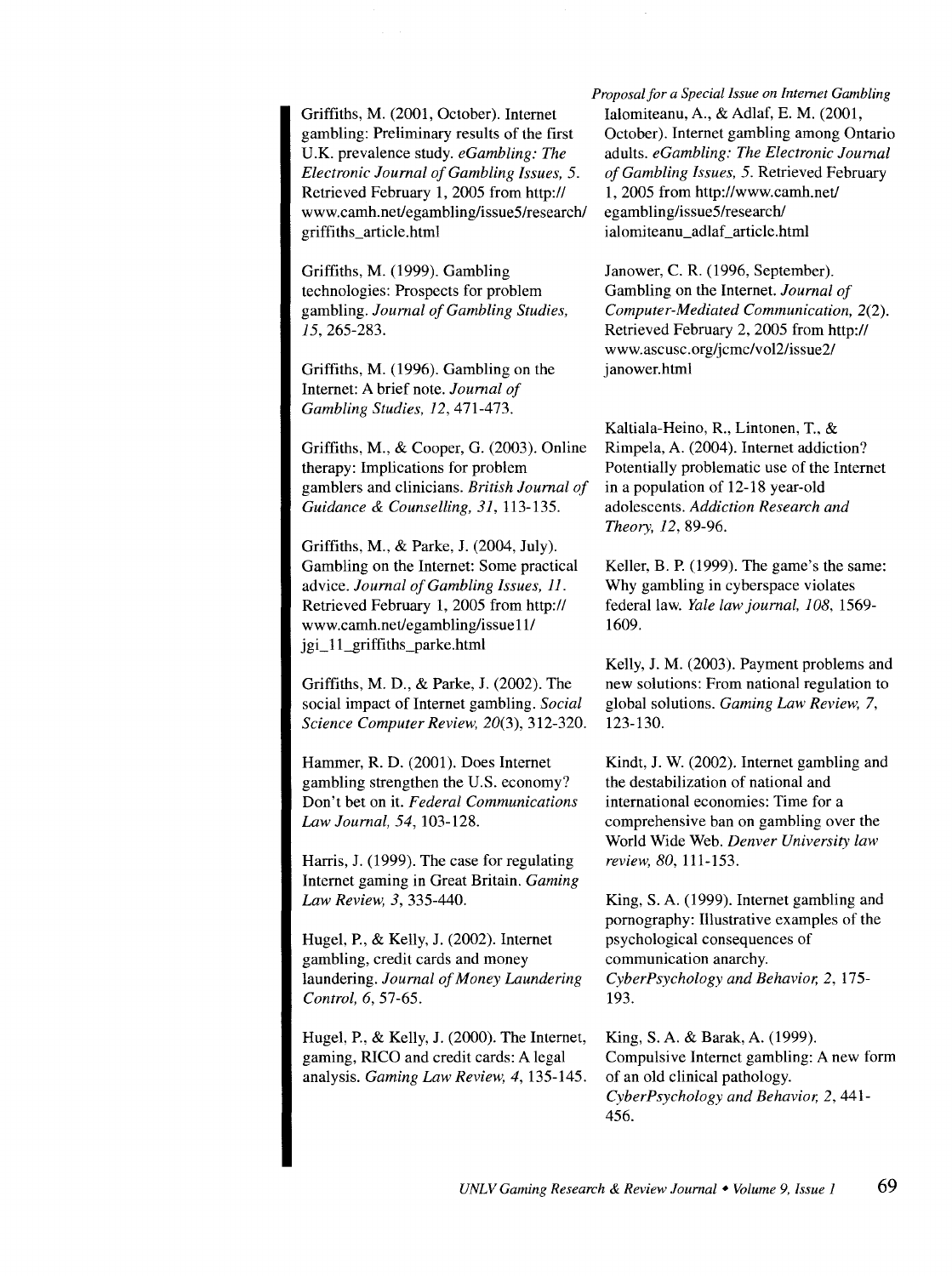Griffiths, M. (2001, October). Internet gambling: Preliminary results of the first U.K. prevalence study. *eGambling: The Electronic Journal of Gambling Issues, 5*. Retrieved February 1, 2005 from http://www.camh.net/egambling/issue5/research/griffiths_article.html

Griffiths, M. (1999). Gambling technologies: Prospects for problem gambling. *Journal of Gambling Studies, 15*, 265-283.

Griffiths, M. (1996). Gambling on the Internet: A brief note. *Journal of Gambling Studies, 12*, 471-473.

Griffiths, M., & Cooper, G. (2003). Online therapy: Implications for problem gamblers and clinicians. *British Journal of Guidance & Counselling, 31*, 113-135.

Griffiths, M., & Parke, J. (2004, July). Gambling on the Internet: Some practical advice. *Journal of Gambling Issues, 11*. Retrieved February 1, 2005 from http://www.camh.net/egambling/issue11/jgi_11_griffiths_parke.html

Griffiths, M. D., & Parke, J. (2002). The social impact of Internet gambling. *Social Science Computer Review, 20*(3), 312-320.

Hammer, R. D. (2001). Does Internet gambling strengthen the U.S. economy? Don't bet on it. *Federal Communications Law Journal, 54*, 103-128.

Harris, J. (1999). The case for regulating Internet gaming in Great Britain. *Gaming Law Review, 3*, 335-440.

Hugel, P., & Kelly, J. (2002). Internet gambling, credit cards and money laundering. *Journal of Money Laundering Control, 6*, 57-65.

Hugel, P., & Kelly, J. (2000). The Internet, gaming, RICO and credit cards: A legal analysis. *Gaming Law Review, 4*, 135-145.

Ialomiteanu, A., & Adlaf, E. M. (2001, October). Internet gambling among Ontario adults. *eGambling: The Electronic Journal of Gambling Issues, 5*. Retrieved February 1, 2005 from http://www.camh.net/egambling/issue5/research/ialomiteanu_adlaf_article.html

Janower, C. R. (1996, September). Gambling on the Internet. *Journal of Computer-Mediated Communication, 2*(2). Retrieved February 2, 2005 from http://www.ascusc.org/jcmc/vol2/issue2/janower.html

Kaltiala-Heino, R., Lintonen, T., & Rimpela, A. (2004). Internet addiction? Potentially problematic use of the Internet in a population of 12-18 year-old adolescents. *Addiction Research and Theory, 12*, 89-96.

Keller, B. P. (1999). The game's the same: Why gambling in cyberspace violates federal law. *Yale law journal, 108*, 1569-1609.

Kelly, J. M. (2003). Payment problems and new solutions: From national regulation to global solutions. *Gaming Law Review, 7*, 123-130.

Kindt, J. W. (2002). Internet gambling and the destabilization of national and international economies: Time for a comprehensive ban on gambling over the World Wide Web. *Denver University law review, 80*, 111-153.

King, S. A. (1999). Internet gambling and pornography: Illustrative examples of the psychological consequences of communication anarchy. *CyberPsychology and Behavior, 2*, 175-193.

King, S. A. & Barak, A. (1999). Compulsive Internet gambling: A new form of an old clinical pathology. *CyberPsychology and Behavior, 2*, 441-456.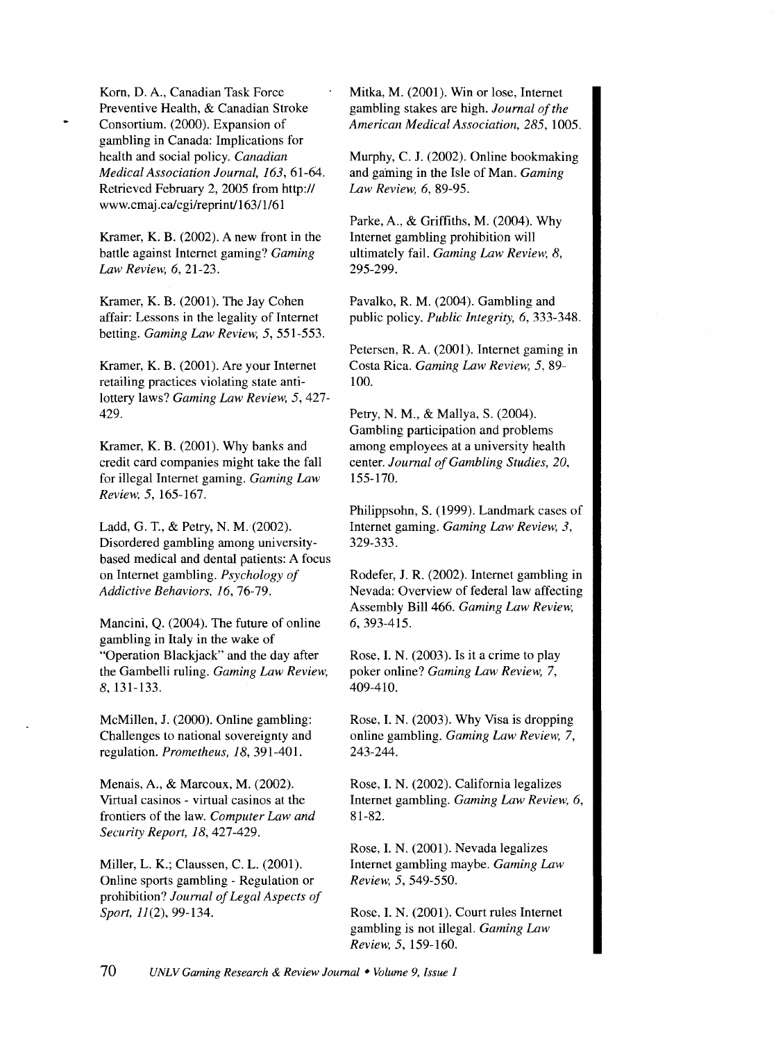Korn, D. A., Canadian Task Force Preventive Health, & Canadian Stroke Consortium. (2000). Expansion of gambling in Canada: Implications for health and social policy. *Canadian Medical Association Journal, 163*, 61-64. Retrieved February 2, 2005 from http://www.cmaj.ca/cgi/reprint/163/1/61

Kramer, K. B. (2002). A new front in the battle against Internet gaming? *Gaming Law Review, 6*, 21-23.

Kramer, K. B. (2001). The Jay Cohen affair: Lessons in the legality of Internet betting. *Gaming Law Review, 5*, 551-553.

Kramer, K. B. (2001). Are your Internet retailing practices violating state anti-lottery laws? *Gaming Law Review, 5*, 427-429.

Kramer, K. B. (2001). Why banks and credit card companies might take the fall for illegal Internet gaming. *Gaming Law Review, 5*, 165-167.

Ladd, G. T., & Petry, N. M. (2002). Disordered gambling among university-based medical and dental patients: A focus on Internet gambling. *Psychology of Addictive Behaviors, 16*, 76-79.

Mancini, Q. (2004). The future of online gambling in Italy in the wake of "Operation Blackjack" and the day after the Gambelli ruling. *Gaming Law Review, 8*, 131-133.

McMillen, J. (2000). Online gambling: Challenges to national sovereignty and regulation. *Prometheus, 18*, 391-401.

Menais, A., & Marcoux, M. (2002). Virtual casinos - virtual casinos at the frontiers of the law. *Computer Law and Security Report, 18*, 427-429.

Miller, L. K.; Claussen, C. L. (2001). Online sports gambling - Regulation or prohibition? *Journal of Legal Aspects of Sport, 11*(2), 99-134.

Mitka, M. (2001). Win or lose, Internet gambling stakes are high. *Journal of the American Medical Association, 285*, 1005.

Murphy, C. J. (2002). Online bookmaking and gaming in the Isle of Man. *Gaming Law Review, 6*, 89-95.

Parke, A., & Griffiths, M. (2004). Why Internet gambling prohibition will ultimately fail. *Gaming Law Review, 8*, 295-299.

Pavalko, R. M. (2004). Gambling and public policy. *Public Integrity, 6*, 333-348.

Petersen, R. A. (2001). Internet gaming in Costa Rica. *Gaming Law Review, 5*, 89-100.

Petry, N. M., & Mallya, S. (2004). Gambling participation and problems among employees at a university health center. *Journal of Gambling Studies, 20*, 155-170.

Philippsohn, S. (1999). Landmark cases of Internet gaming. *Gaming Law Review, 3*, 329-333.

Rodefer, J. R. (2002). Internet gambling in Nevada: Overview of federal law affecting Assembly Bill 466. *Gaming Law Review, 6*, 393-415.

Rose, I. N. (2003). Is it a crime to play poker online? *Gaming Law Review, 7*, 409-410.

Rose, I. N. (2003). Why Visa is dropping online gambling. *Gaming Law Review, 7*, 243-244.

Rose, I. N. (2002). California legalizes Internet gambling. *Gaming Law Review, 6*, 81-82.

Rose, I. N. (2001). Nevada legalizes Internet gambling maybe. *Gaming Law Review, 5*, 549-550.

Rose, I. N. (2001). Court rules Internet gambling is not illegal. *Gaming Law Review, 5*, 159-160.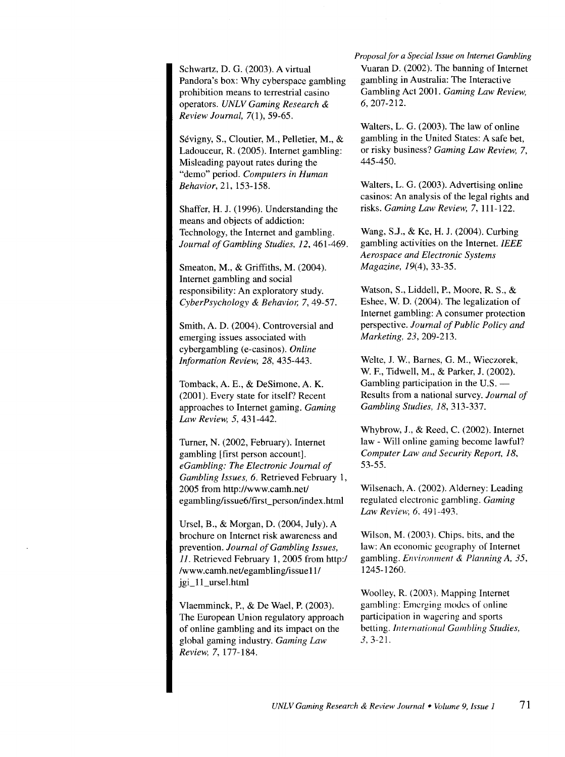Schwartz, D. G. (2003). A virtual Pandora's box: Why cyberspace gambling prohibition means to terrestrial casino operators. *UNLV Gaming Research & Review Journal, 7*(1), 59-65.

Sévigny, S., Cloutier, M., Pelletier, M., & Ladouceur, R. (2005). Internet gambling: Misleading payout rates during the "demo" period. *Computers in Human Behavior*, 21, 153-158.

Shaffer, H. J. (1996). Understanding the means and objects of addiction: Technology, the Internet and gambling. *Journal of Gambling Studies, 12*, 461-469.

Smeaton, M., & Griffiths, M. (2004). Internet gambling and social responsibility: An exploratory study. *CyberPsychology & Behavior, 7*, 49-57.

Smith, A. D. (2004). Controversial and emerging issues associated with cybergambling (e-casinos). *Online Information Review, 28*, 435-443.

Tomback, A. E., & DeSimone, A. K. (2001). Every state for itself? Recent approaches to Internet gaming. *Gaming Law Review, 5*, 431-442.

Turner, N. (2002, February). Internet gambling [first person account]. *eGambling: The Electronic Journal of Gambling Issues, 6*. Retrieved February 1, 2005 from http://www.camh.net/egambling/issue6/first_person/index.html

Ursel, B., & Morgan, D. (2004, July). A brochure on Internet risk awareness and prevention. *Journal of Gambling Issues, 11*. Retrieved February 1, 2005 from http:/ /www.camh.net/egambling/issue11/ jgi_11_ursel.html

Vlaemminck, P., & De Wael, P. (2003). The European Union regulatory approach of online gambling and its impact on the global gaming industry. *Gaming Law Review, 7*, 177-184.

Vuaran D. (2002). The banning of Internet gambling in Australia: The Interactive Gambling Act 2001. *Gaming Law Review, 6*, 207-212.

Walters, L. G. (2003). The law of online gambling in the United States: A safe bet, or risky business? *Gaming Law Review, 7*, 445-450.

Walters, L. G. (2003). Advertising online casinos: An analysis of the legal rights and risks. *Gaming Law Review, 7*, 111-122.

Wang, S.J., & Ke, H. J. (2004). Curbing gambling activities on the Internet. *IEEE Aerospace and Electronic Systems Magazine, 19*(4), 33-35.

Watson, S., Liddell, P., Moore, R. S., & Eshee, W. D. (2004). The legalization of Internet gambling: A consumer protection perspective. *Journal of Public Policy and Marketing, 23*, 209-213.

Welte, J. W., Barnes, G. M., Wieczorek, W. F., Tidwell, M., & Parker, J. (2002). Gambling participation in the U.S. — Results from a national survey. *Journal of Gambling Studies, 18*, 313-337.

Whybrow, J., & Reed, C. (2002). Internet law - Will online gaming become lawful? *Computer Law and Security Report, 18*, 53-55.

Wilsenach, A. (2002). Alderney: Leading regulated electronic gambling. *Gaming Law Review, 6*, 491-493.

Wilson, M. (2003). Chips, bits, and the law: An economic geography of Internet gambling. *Environment & Planning A, 35*, 1245-1260.

Woolley, R. (2003). Mapping Internet gambling: Emerging modes of online participation in wagering and sports betting. *International Gambling Studies, 3*, 3-21.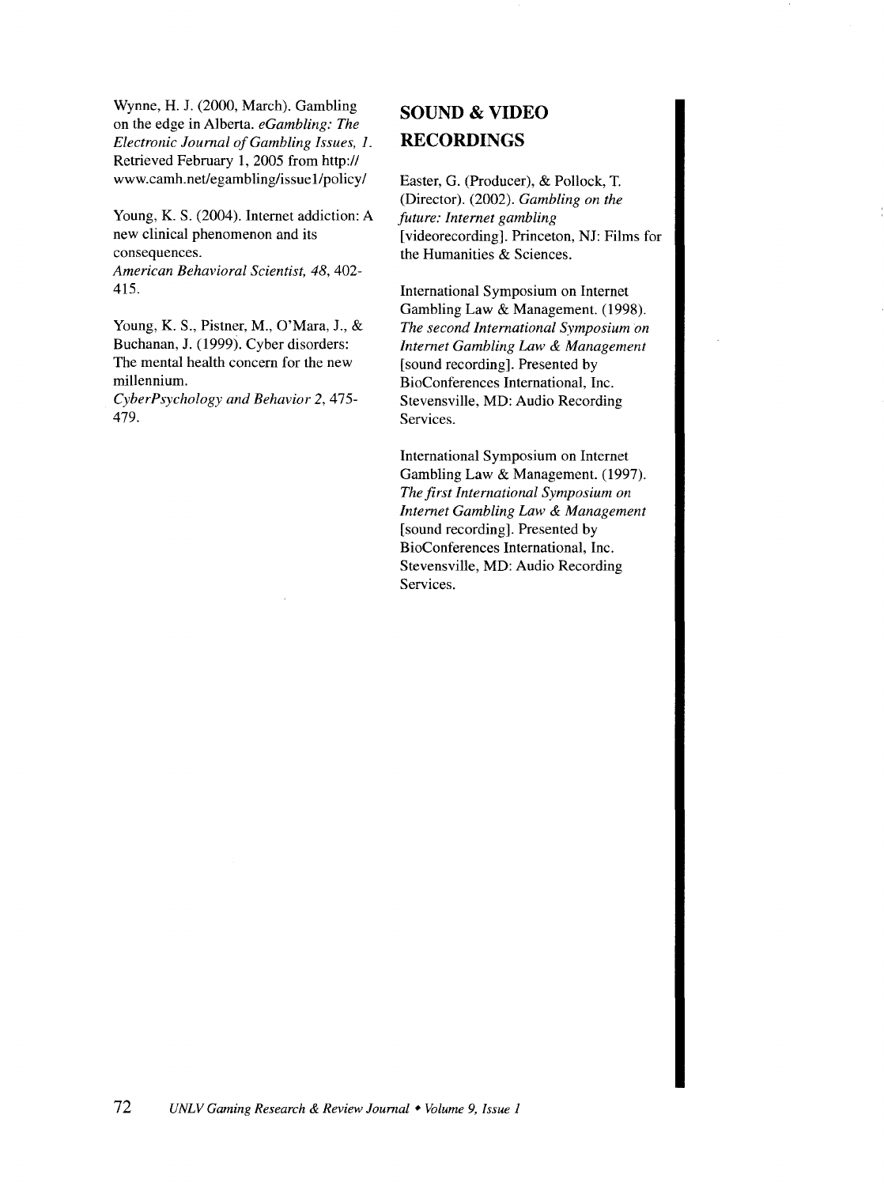Wynne, H. J. (2000, March). Gambling on the edge in Alberta. *eGambling: The Electronic Journal of Gambling Issues, 1*. Retrieved February 1, 2005 from http://www.camh.net/egambling/issue1/policy/

Young, K. S. (2004). Internet addiction: A new clinical phenomenon and its consequences. *American Behavioral Scientist, 48*, 402-415.

Young, K. S., Pistner, M., O'Mara, J., & Buchanan, J. (1999). Cyber disorders: The mental health concern for the new millennium. *CyberPsychology and Behavior 2*, 475-479.

## SOUND & VIDEO RECORDINGS

Easter, G. (Producer), & Pollock, T. (Director). (2002). *Gambling on the future: Internet gambling* [videorecording]. Princeton, NJ: Films for the Humanities & Sciences.

International Symposium on Internet Gambling Law & Management. (1998). *The second International Symposium on Internet Gambling Law & Management* [sound recording]. Presented by BioConferences International, Inc. Stevensville, MD: Audio Recording Services.

International Symposium on Internet Gambling Law & Management. (1997). *The first International Symposium on Internet Gambling Law & Management* [sound recording]. Presented by BioConferences International, Inc. Stevensville, MD: Audio Recording Services.